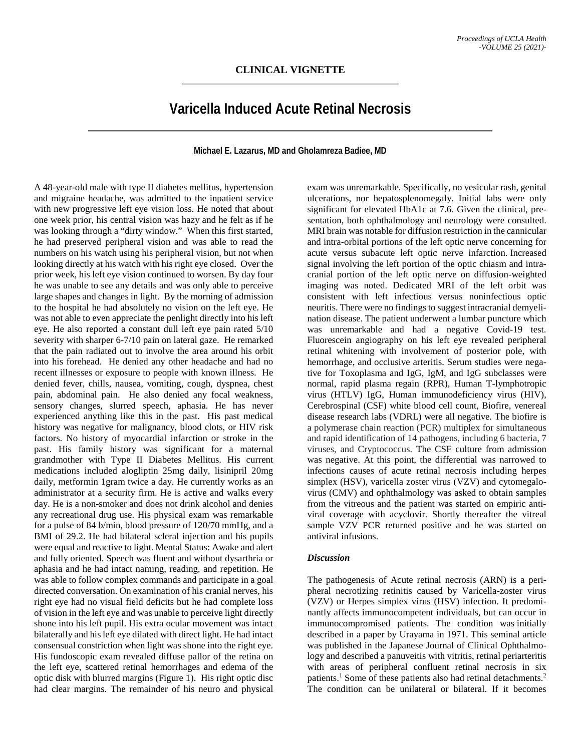**CLINICAL VIGNETTE**

# Varicella Induced Acute Retinal Necrosis

**Michael E. Lazarus, MD and Gholamreza Badiee, MD**

A 48-year-old male with type II diabetes mellitus, hypertension and migraine headache, was admitted to the inpatient service with new progressive left eye vision loss. He noted that about one week prior, his central vision was hazy and he felt as if he was looking through a "dirty window." When this first started, he had preserved peripheral vision and was able to read the numbers on his watch using his peripheral vision, but not when looking directly at his watch with his right eye closed. Over the prior week, his left eye vision continued to worsen. By day four he was unable to see any details and was only able to perceive large shapes and changes in light. By the morning of admission to the hospital he had absolutely no vision on the left eye. He was not able to even appreciate the penlight directly into his left eye. He also reported a constant dull left eye pain rated 5/10 severity with sharper 6-7/10 pain on lateral gaze. He remarked that the pain radiated out to involve the area around his orbit into his forehead. He denied any other headache and had no recent illnesses or exposure to people with known illness. He denied fever, chills, nausea, vomiting, cough, dyspnea, chest pain, abdominal pain. He also denied any focal weakness, sensory changes, slurred speech, aphasia. He has never experienced anything like this in the past. His past medical history was negative for malignancy, blood clots, or HIV risk factors. No history of myocardial infarction or stroke in the past. His family history was significant for a maternal grandmother with Type II Diabetes Mellitus. His current medications included alogliptin 25mg daily, lisinipril 20mg daily, metformin 1gram twice a day. He currently works as an administrator at a security firm. He is active and walks every day. He is a non-smoker and does not drink alcohol and denies any recreational drug use. His physical exam was remarkable for a pulse of 84 b/min, blood pressure of 120/70 mmHg, and a BMI of 29.2. He had bilateral scleral injection and his pupils were equal and reactive to light. Mental Status: Awake and alert and fully oriented. Speech was fluent and without dysarthria or aphasia and he had intact naming, reading, and repetition. He was able to follow complex commands and participate in a goal directed conversation. On examination of his cranial nerves, his right eye had no visual field deficits but he had complete loss of vision in the left eye and was unable to perceive light directly shone into his left pupil. His extra ocular movement was intact bilaterally and his left eye dilated with direct light. He had intact consensual constriction when light was shone into the right eye. His fundoscopic exam revealed diffuse pallor of the retina on the left eye, scattered retinal hemorrhages and edema of the optic disk with blurred margins (Figure 1). His right optic disc had clear margins. The remainder of his neuro and physical exam was unremarkable. Specifically, no vesicular rash, genital ulcerations, nor hepatosplenomegaly. Initial labs were only significant for elevated HbA1c at 7.6. Given the clinical, presentation, both ophthalmology and neurology were consulted. MRI brain was notable for diffusion restriction in the cannicular and intra-orbital portions of the left optic nerve concerning for acute versus subacute left optic nerve infarction. Increased signal involving the left portion of the optic chiasm and intracranial portion of the left optic nerve on diffusion-weighted imaging was noted. Dedicated MRI of the left orbit was consistent with left infectious versus noninfectious optic neuritis. There were no findings to suggest intracranial demyelination disease. The patient underwent a lumbar puncture which was unremarkable and had a negative Covid-19 test. Fluorescein angiography on his left eye revealed peripheral retinal whitening with involvement of posterior pole, with hemorrhage, and occlusive arteritis. Serum studies were negative for Toxoplasma and IgG, IgM, and IgG subclasses were normal, rapid plasma regain (RPR), Human T-lymphotropic virus (HTLV) IgG, Human immunodeficiency virus (HIV), Cerebrospinal (CSF) white blood cell count, Biofire, venereal disease research labs (VDRL) were all negative. The biofire is a polymerase chain reaction (PCR) multiplex for simultaneous and rapid identification of 14 pathogens, including 6 bacteria, 7 viruses, and Cryptococcus. The CSF culture from admission was negative. At this point, the differential was narrowed to infections causes of acute retinal necrosis including herpes simplex (HSV), varicella zoster virus (VZV) and cytomegalovirus (CMV) and ophthalmology was asked to obtain samples from the vitreous and the patient was started on empiric antiviral coverage with acyclovir. Shortly thereafter the vitreal sample VZV PCR returned positive and he was started on antiviral infusions.

### *Discussion*

The pathogenesis of Acute retinal necrosis (ARN) is a peripheral necrotizing retinitis caused by Varicella-zoster virus (VZV) or Herpes simplex virus (HSV) infection. It predominantly affects immunocompetent individuals, but can occur in immunocompromised patients. The condition was initially described in a paper by Urayama in 1971. This seminal article was published in the Japanese Journal of Clinical Ophthalmology and described a panuveitis with vitritis, retinal periarteritis with areas of peripheral confluent retinal necrosis in six patients.[1] Some of these patients also had retinal detachments.[2] The condition can be unilateral or bilateral. If it becomes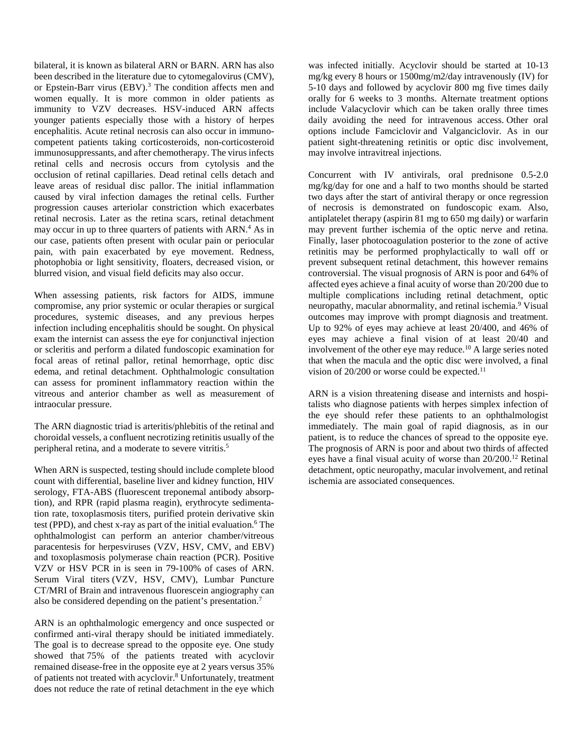bilateral, it is known as bilateral ARN or BARN. ARN has also been described in the literature due to cytomegalovirus (CMV), or Epstein-Barr virus (EBV).[3] The condition affects men and women equally. It is more common in older patients as immunity to VZV decreases. HSV-induced ARN affects younger patients especially those with a history of herpes encephalitis. Acute retinal necrosis can also occur in immuno-competent patients taking corticosteroids, non-corticosteroid immunosuppressants, and after chemotherapy. The virus infects retinal cells and necrosis occurs from cytolysis and the occlusion of retinal capillaries. Dead retinal cells detach and leave areas of residual disc pallor. The initial inflammation caused by viral infection damages the retinal cells. Further progression causes arteriolar constriction which exacerbates retinal necrosis. Later as the retina scars, retinal detachment may occur in up to three quarters of patients with ARN.[4] As in our case, patients often present with ocular pain or periocular pain, with pain exacerbated by eye movement. Redness, photophobia or light sensitivity, floaters, decreased vision, or blurred vision, and visual field deficits may also occur.

When assessing patients, risk factors for AIDS, immune compromise, any prior systemic or ocular therapies or surgical procedures, systemic diseases, and any previous herpes infection including encephalitis should be sought. On physical exam the internist can assess the eye for conjunctival injection or scleritis and perform a dilated fundoscopic examination for focal areas of retinal pallor, retinal hemorrhage, optic disc edema, and retinal detachment. Ophthalmologic consultation can assess for prominent inflammatory reaction within the vitreous and anterior chamber as well as measurement of intraocular pressure.

The ARN diagnostic triad is arteritis/phlebitis of the retinal and choroidal vessels, a confluent necrotizing retinitis usually of the peripheral retina, and a moderate to severe vitritis.[5]

When ARN is suspected, testing should include complete blood count with differential, baseline liver and kidney function, HIV serology, FTA-ABS (fluorescent treponemal antibody absorption), and RPR (rapid plasma reagin), erythrocyte sedimentation rate, toxoplasmosis titers, purified protein derivative skin test (PPD), and chest x-ray as part of the initial evaluation.[6] The ophthalmologist can perform an anterior chamber/vitreous paracentesis for herpesviruses (VZV, HSV, CMV, and EBV) and toxoplasmosis polymerase chain reaction (PCR). Positive VZV or HSV PCR in is seen in 79-100% of cases of ARN. Serum Viral titers (VZV, HSV, CMV), Lumbar Puncture CT/MRI of Brain and intravenous fluorescein angiography can also be considered depending on the patient's presentation.[7]

ARN is an ophthalmologic emergency and once suspected or confirmed anti-viral therapy should be initiated immediately. The goal is to decrease spread to the opposite eye. One study showed that 75% of the patients treated with acyclovir remained disease-free in the opposite eye at 2 years versus 35% of patients not treated with acyclovir.[8] Unfortunately, treatment does not reduce the rate of retinal detachment in the eye which was infected initially. Acyclovir should be started at 10-13 mg/kg every 8 hours or 1500mg/m2/day intravenously (IV) for 5-10 days and followed by acyclovir 800 mg five times daily orally for 6 weeks to 3 months. Alternate treatment options include Valacyclovir which can be taken orally three times daily avoiding the need for intravenous access. Other oral options include Famciclovir and Valganciclovir. As in our patient sight-threatening retinitis or optic disc involvement, may involve intravitreal injections.

Concurrent with IV antivirals, oral prednisone 0.5-2.0 mg/kg/day for one and a half to two months should be started two days after the start of antiviral therapy or once regression of necrosis is demonstrated on fundoscopic exam. Also, antiplatelet therapy (aspirin 81 mg to 650 mg daily) or warfarin may prevent further ischemia of the optic nerve and retina. Finally, laser photocoagulation posterior to the zone of active retinitis may be performed prophylactically to wall off or prevent subsequent retinal detachment, this however remains controversial. The visual prognosis of ARN is poor and 64% of affected eyes achieve a final acuity of worse than 20/200 due to multiple complications including retinal detachment, optic neuropathy, macular abnormality, and retinal ischemia.[9] Visual outcomes may improve with prompt diagnosis and treatment. Up to 92% of eyes may achieve at least 20/400, and 46% of eyes may achieve a final vision of at least 20/40 and involvement of the other eye may reduce.[10] A large series noted that when the macula and the optic disc were involved, a final vision of 20/200 or worse could be expected.[11]

ARN is a vision threatening disease and internists and hospitalists who diagnose patients with herpes simplex infection of the eye should refer these patients to an ophthalmologist immediately. The main goal of rapid diagnosis, as in our patient, is to reduce the chances of spread to the opposite eye. The prognosis of ARN is poor and about two thirds of affected eyes have a final visual acuity of worse than 20/200.[12] Retinal detachment, optic neuropathy, macular involvement, and retinal ischemia are associated consequences.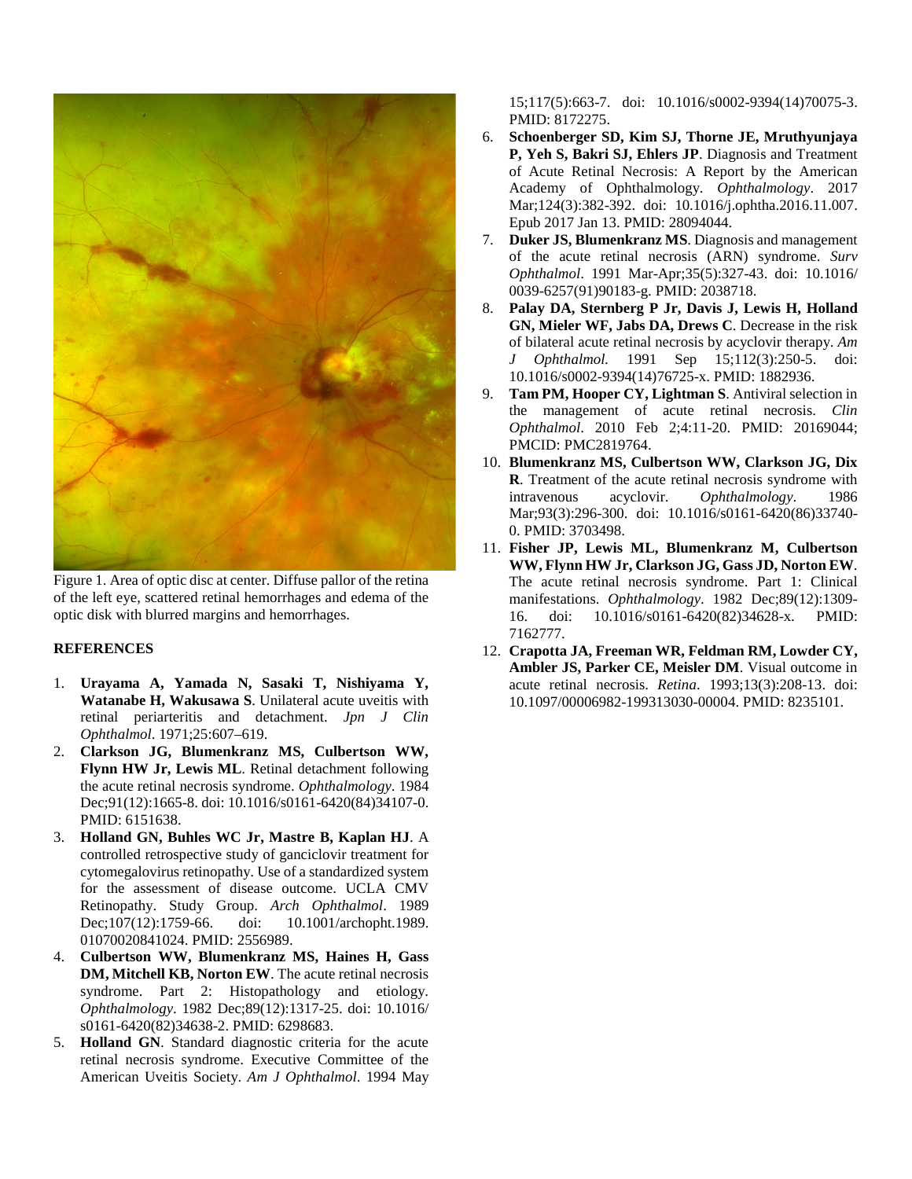Figure 1. Area of optic disc at center. Diffuse pallor of the retina of the left eye, scattered retinal hemorrhages and edema of the optic disk with blurred margins and hemorrhages.

## REFERENCES

1. **Urayama A, Yamada N, Sasaki T, Nishiyama Y, Watanabe H, Wakusawa S**. Unilateral acute uveitis with retinal periarteritis and detachment. *Jpn J Clin Ophthalmol*. 1971;25:607–619.
2. **Clarkson JG, Blumenkranz MS, Culbertson WW, Flynn HW Jr, Lewis ML**. Retinal detachment following the acute retinal necrosis syndrome. *Ophthalmology*. 1984 Dec;91(12):1665-8. doi: 10.1016/s0161-6420(84)34107-0. PMID: 6151638.
3. **Holland GN, Buhles WC Jr, Mastre B, Kaplan HJ**. A controlled retrospective study of ganciclovir treatment for cytomegalovirus retinopathy. Use of a standardized system for the assessment of disease outcome. UCLA CMV Retinopathy. Study Group. *Arch Ophthalmol*. 1989 Dec;107(12):1759-66. doi: 10.1001/archopht.1989.01070020841024. PMID: 2556989.
4. **Culbertson WW, Blumenkranz MS, Haines H, Gass DM, Mitchell KB, Norton EW**. The acute retinal necrosis syndrome. Part 2: Histopathology and etiology. *Ophthalmology*. 1982 Dec;89(12):1317-25. doi: 10.1016/s0161-6420(82)34638-2. PMID: 6298683.
5. **Holland GN**. Standard diagnostic criteria for the acute retinal necrosis syndrome. Executive Committee of the American Uveitis Society. *Am J Ophthalmol*. 1994 May 15;117(5):663-7. doi: 10.1016/s0002-9394(14)70075-3. PMID: 8172275.
6. **Schoenberger SD, Kim SJ, Thorne JE, Mruthyunjaya P, Yeh S, Bakri SJ, Ehlers JP**. Diagnosis and Treatment of Acute Retinal Necrosis: A Report by the American Academy of Ophthalmology. *Ophthalmology*. 2017 Mar;124(3):382-392. doi: 10.1016/j.ophtha.2016.11.007. Epub 2017 Jan 13. PMID: 28094044.
7. **Duker JS, Blumenkranz MS**. Diagnosis and management of the acute retinal necrosis (ARN) syndrome. *Surv Ophthalmol*. 1991 Mar-Apr;35(5):327-43. doi: 10.1016/0039-6257(91)90183-g. PMID: 2038718.
8. **Palay DA, Sternberg P Jr, Davis J, Lewis H, Holland GN, Mieler WF, Jabs DA, Drews C**. Decrease in the risk of bilateral acute retinal necrosis by acyclovir therapy. *Am J Ophthalmol*. 1991 Sep 15;112(3):250-5. doi: 10.1016/s0002-9394(14)76725-x. PMID: 1882936.
9. **Tam PM, Hooper CY, Lightman S**. Antiviral selection in the management of acute retinal necrosis. *Clin Ophthalmol*. 2010 Feb 2;4:11-20. PMID: 20169044; PMCID: PMC2819764.
10. **Blumenkranz MS, Culbertson WW, Clarkson JG, Dix R**. Treatment of the acute retinal necrosis syndrome with intravenous acyclovir. *Ophthalmology*. 1986 Mar;93(3):296-300. doi: 10.1016/s0161-6420(86)33740-0. PMID: 3703498.
11. **Fisher JP, Lewis ML, Blumenkranz M, Culbertson WW, Flynn HW Jr, Clarkson JG, Gass JD, Norton EW**. The acute retinal necrosis syndrome. Part 1: Clinical manifestations. *Ophthalmology*. 1982 Dec;89(12):1309-16. doi: 10.1016/s0161-6420(82)34628-x. PMID: 7162777.
12. **Crapotta JA, Freeman WR, Feldman RM, Lowder CY, Ambler JS, Parker CE, Meisler DM**. Visual outcome in acute retinal necrosis. *Retina*. 1993;13(3):208-13. doi: 10.1097/00006982-199313030-00004. PMID: 8235101.